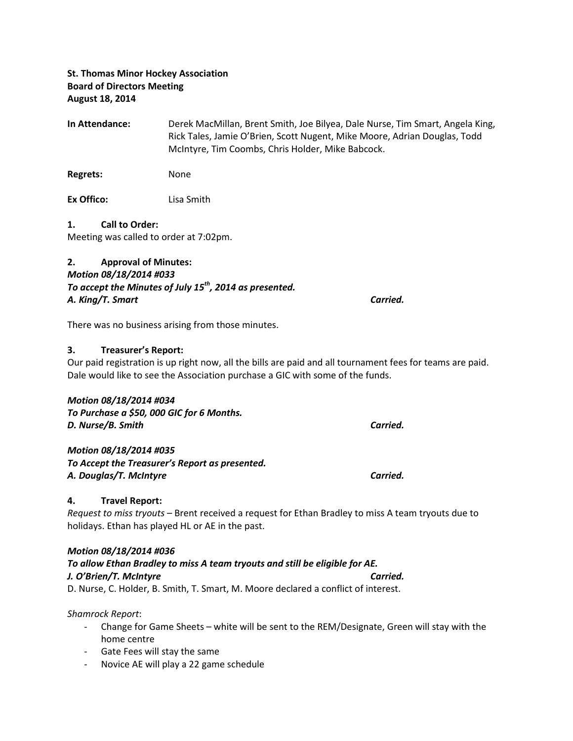**St. Thomas Minor Hockey Association**
**Board of Directors Meeting**
**August 18, 2014**

**In Attendance:** Derek MacMillan, Brent Smith, Joe Bilyea, Dale Nurse, Tim Smart, Angela King, Rick Tales, Jamie O'Brien, Scott Nugent, Mike Moore, Adrian Douglas, Todd McIntyre, Tim Coombs, Chris Holder, Mike Babcock.

**Regrets:** None

**Ex Offico:** Lisa Smith

**1. Call to Order:**
Meeting was called to order at 7:02pm.

**2. Approval of Minutes:**
***Motion 08/18/2014 #033***
***To accept the Minutes of July 15th, 2014 as presented.***
***A. King/T. Smart*** ***Carried.***

There was no business arising from those minutes.

**3. Treasurer's Report:**
Our paid registration is up right now, all the bills are paid and all tournament fees for teams are paid. Dale would like to see the Association purchase a GIC with some of the funds.

***Motion 08/18/2014 #034***
***To Purchase a $50, 000 GIC for 6 Months.***
***D. Nurse/B. Smith*** ***Carried.***

***Motion 08/18/2014 #035***
***To Accept the Treasurer's Report as presented.***
***A. Douglas/T. McIntyre*** ***Carried.***

**4. Travel Report:**
*Request to miss tryouts* – Brent received a request for Ethan Bradley to miss A team tryouts due to holidays. Ethan has played HL or AE in the past.

***Motion 08/18/2014 #036***
***To allow Ethan Bradley to miss A team tryouts and still be eligible for AE.***
***J. O'Brien/T. McIntyre*** ***Carried.***
D. Nurse, C. Holder, B. Smith, T. Smart, M. Moore declared a conflict of interest.

*Shamrock Report*:

- Change for Game Sheets – white will be sent to the REM/Designate, Green will stay with the home centre
- Gate Fees will stay the same
- Novice AE will play a 22 game schedule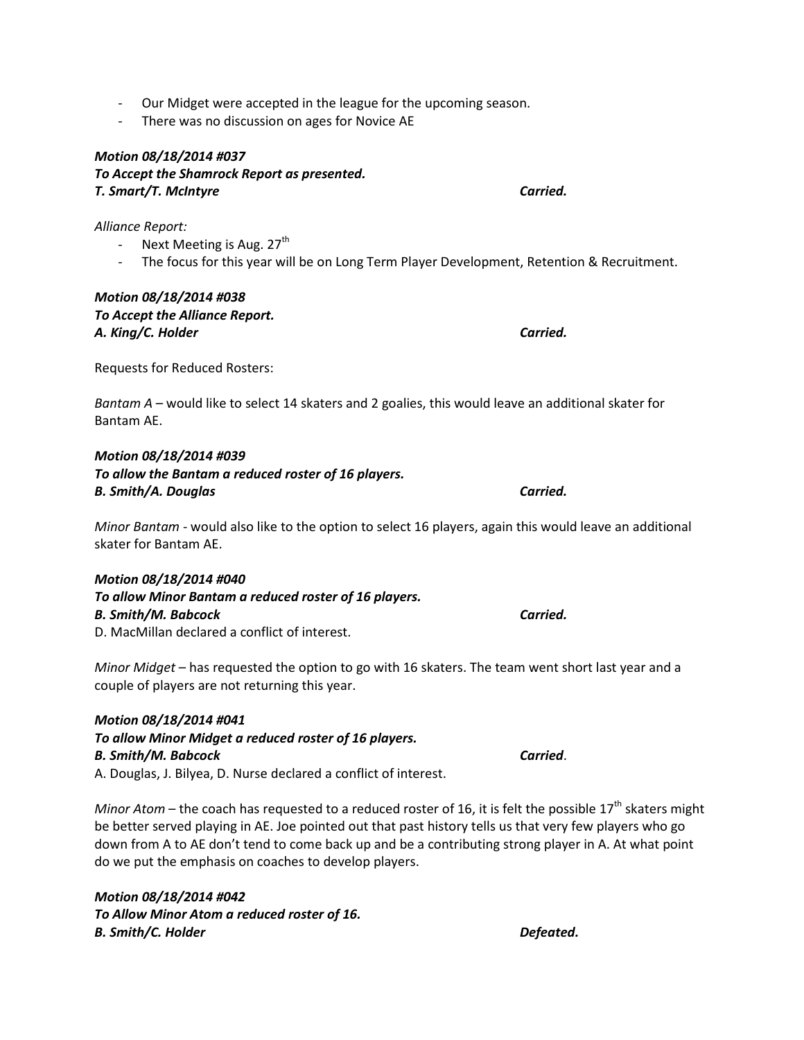- Our Midget were accepted in the league for the upcoming season.
- There was no discussion on ages for Novice AE

***Motion 08/18/2014 #037***
***To Accept the Shamrock Report as presented.***
***T. Smart/T. McIntyre*** ***Carried.***

*Alliance Report:*

- Next Meeting is Aug. 27th
- The focus for this year will be on Long Term Player Development, Retention & Recruitment.

***Motion 08/18/2014 #038***
***To Accept the Alliance Report.***
***A. King/C. Holder*** ***Carried.***

Requests for Reduced Rosters:

*Bantam A* – would like to select 14 skaters and 2 goalies, this would leave an additional skater for Bantam AE.

***Motion 08/18/2014 #039***
***To allow the Bantam a reduced roster of 16 players.***
***B. Smith/A. Douglas*** ***Carried.***

*Minor Bantam* - would also like to the option to select 16 players, again this would leave an additional skater for Bantam AE.

***Motion 08/18/2014 #040***
***To allow Minor Bantam a reduced roster of 16 players.***
***B. Smith/M. Babcock*** ***Carried.***
D. MacMillan declared a conflict of interest.

*Minor Midget* – has requested the option to go with 16 skaters. The team went short last year and a couple of players are not returning this year.

***Motion 08/18/2014 #041***
***To allow Minor Midget a reduced roster of 16 players.***
***B. Smith/M. Babcock*** ***Carried***.
A. Douglas, J. Bilyea, D. Nurse declared a conflict of interest.

*Minor Atom* – the coach has requested to a reduced roster of 16, it is felt the possible 17th skaters might be better served playing in AE. Joe pointed out that past history tells us that very few players who go down from A to AE don't tend to come back up and be a contributing strong player in A. At what point do we put the emphasis on coaches to develop players.

***Motion 08/18/2014 #042***
***To Allow Minor Atom a reduced roster of 16.***
***B. Smith/C. Holder*** ***Defeated.***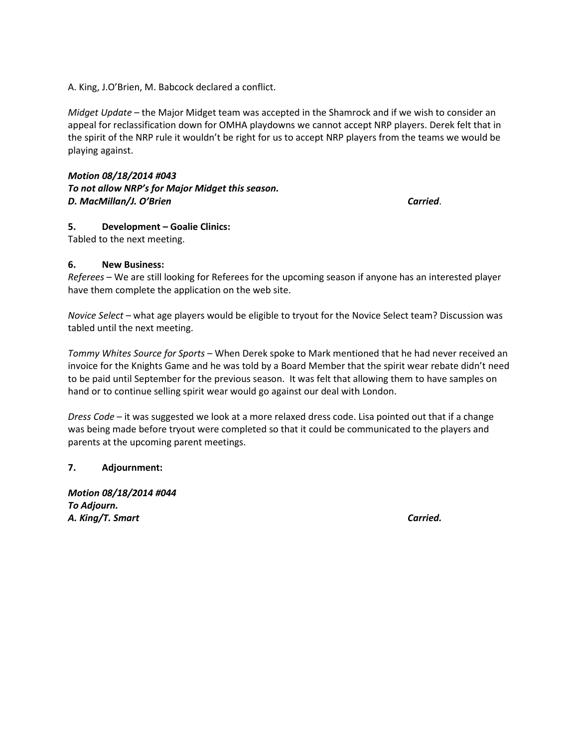A. King, J.O'Brien, M. Babcock declared a conflict.

*Midget Update* – the Major Midget team was accepted in the Shamrock and if we wish to consider an appeal for reclassification down for OMHA playdowns we cannot accept NRP players. Derek felt that in the spirit of the NRP rule it wouldn't be right for us to accept NRP players from the teams we would be playing against.

***Motion 08/18/2014 #043***
***To not allow NRP's for Major Midget this season.***
***D. MacMillan/J. O'Brien*** ***Carried*.**

**5. Development – Goalie Clinics:**
Tabled to the next meeting.

**6. New Business:**
*Referees* – We are still looking for Referees for the upcoming season if anyone has an interested player have them complete the application on the web site.

*Novice Select* – what age players would be eligible to tryout for the Novice Select team? Discussion was tabled until the next meeting.

*Tommy Whites Source for Sports* – When Derek spoke to Mark mentioned that he had never received an invoice for the Knights Game and he was told by a Board Member that the spirit wear rebate didn't need to be paid until September for the previous season. It was felt that allowing them to have samples on hand or to continue selling spirit wear would go against our deal with London.

*Dress Code* – it was suggested we look at a more relaxed dress code. Lisa pointed out that if a change was being made before tryout were completed so that it could be communicated to the players and parents at the upcoming parent meetings.

**7. Adjournment:**

***Motion 08/18/2014 #044***
***To Adjourn.***
***A. King/T. Smart*** ***Carried.***